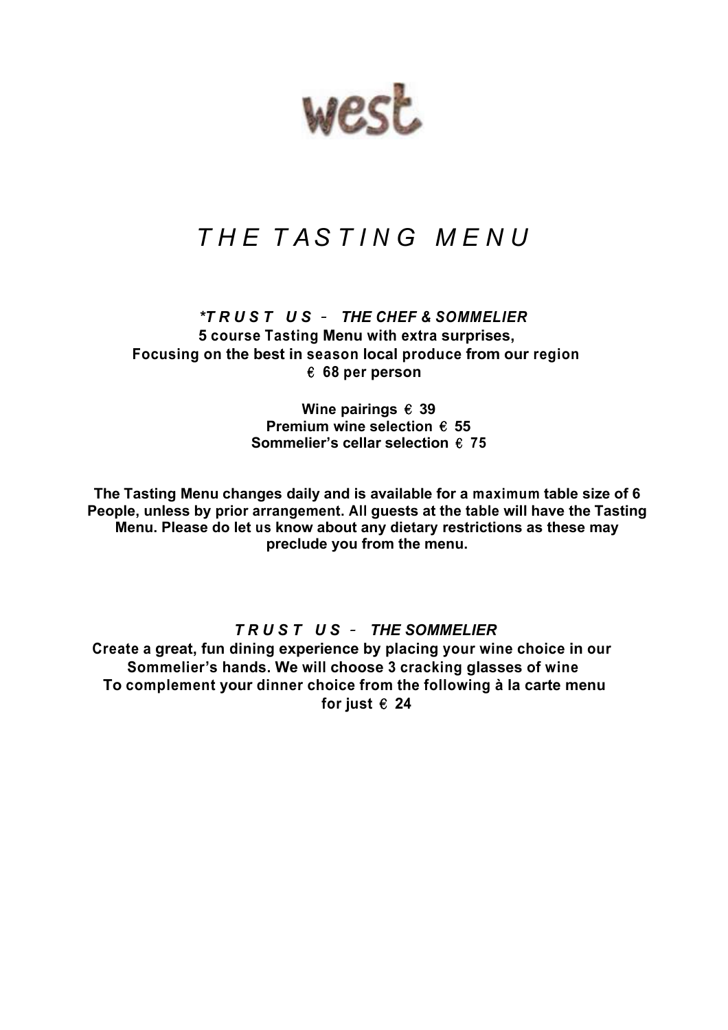# west

## *T H E T A S T I N G M E N U*

***T R U S T U S - THE CHEF & SOMMELIER***

**5 course Tasting Menu with extra surprises,**
**Focusing on the best in season local produce from our region**
**€ 68 per person**

**Wine pairings € 39**
**Premium wine selection € 55**
**Sommelier's cellar selection € 75**

**The Tasting Menu changes daily and is available for a maximum table size of 6 People, unless by prior arrangement. All guests at the table will have the Tasting Menu. Please do let us know about any dietary restrictions as these may preclude you from the menu.**

***T R U S T U S - THE SOMMELIER***

**Create a great, fun dining experience by placing your wine choice in our Sommelier's hands. We will choose 3 cracking glasses of wine To complement your dinner choice from the following à la carte menu for just € 24**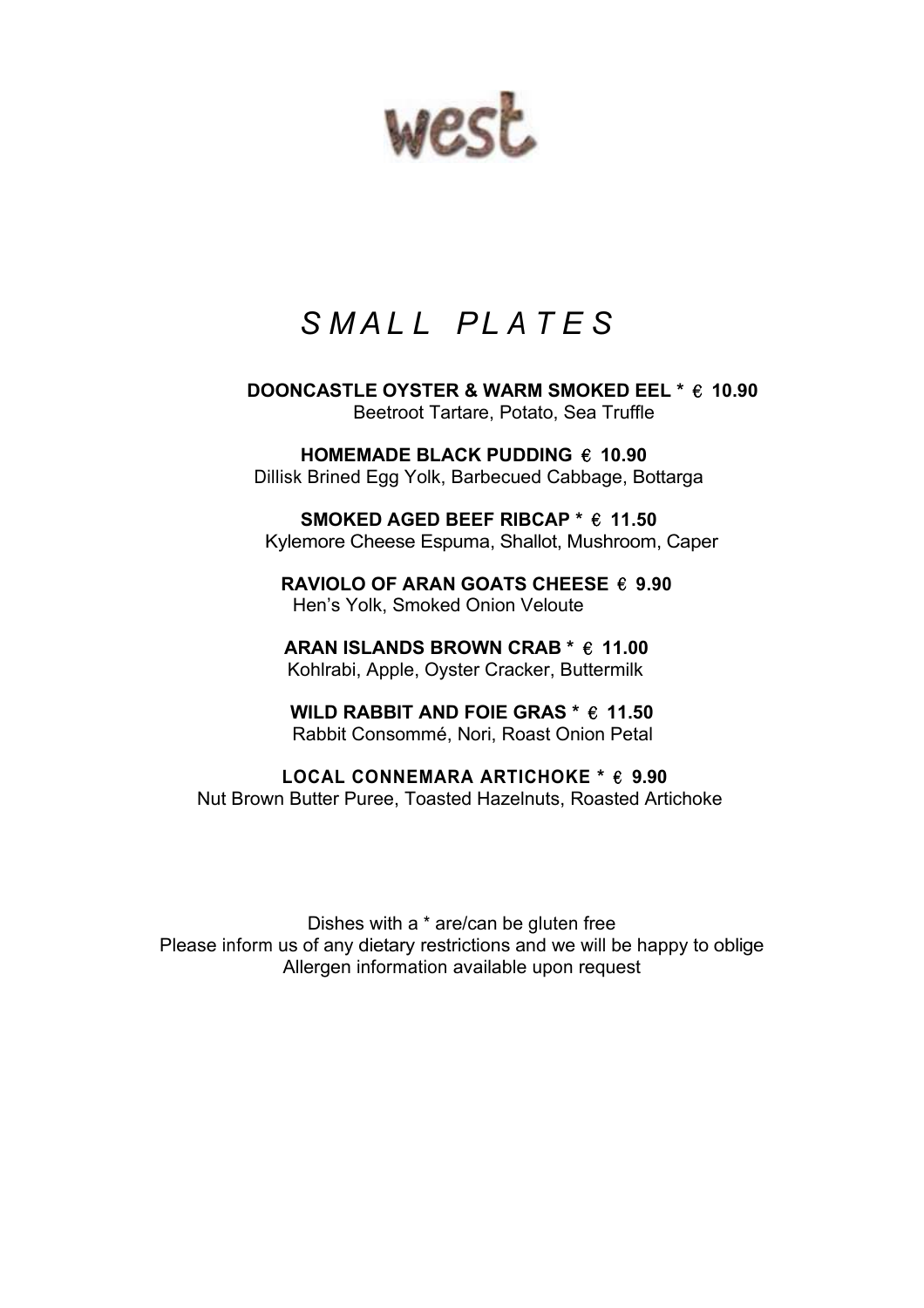# west

## *SMALL PLATES*

**DOONCASTLE OYSTER & WARM SMOKED EEL * € 10.90**
Beetroot Tartare, Potato, Sea Truffle

**HOMEMADE BLACK PUDDING € 10.90**
Dillisk Brined Egg Yolk, Barbecued Cabbage, Bottarga

**SMOKED AGED BEEF RIBCAP * € 11.50**
Kylemore Cheese Espuma, Shallot, Mushroom, Caper

**RAVIOLO OF ARAN GOATS CHEESE € 9.90**
Hen's Yolk, Smoked Onion Veloute

**ARAN ISLANDS BROWN CRAB * € 11.00**
Kohlrabi, Apple, Oyster Cracker, Buttermilk

**WILD RABBIT AND FOIE GRAS * € 11.50**
Rabbit Consommé, Nori, Roast Onion Petal

**LOCAL CONNEMARA ARTICHOKE * € 9.90**
Nut Brown Butter Puree, Toasted Hazelnuts, Roasted Artichoke

Dishes with a * are/can be gluten free
Please inform us of any dietary restrictions and we will be happy to oblige
Allergen information available upon request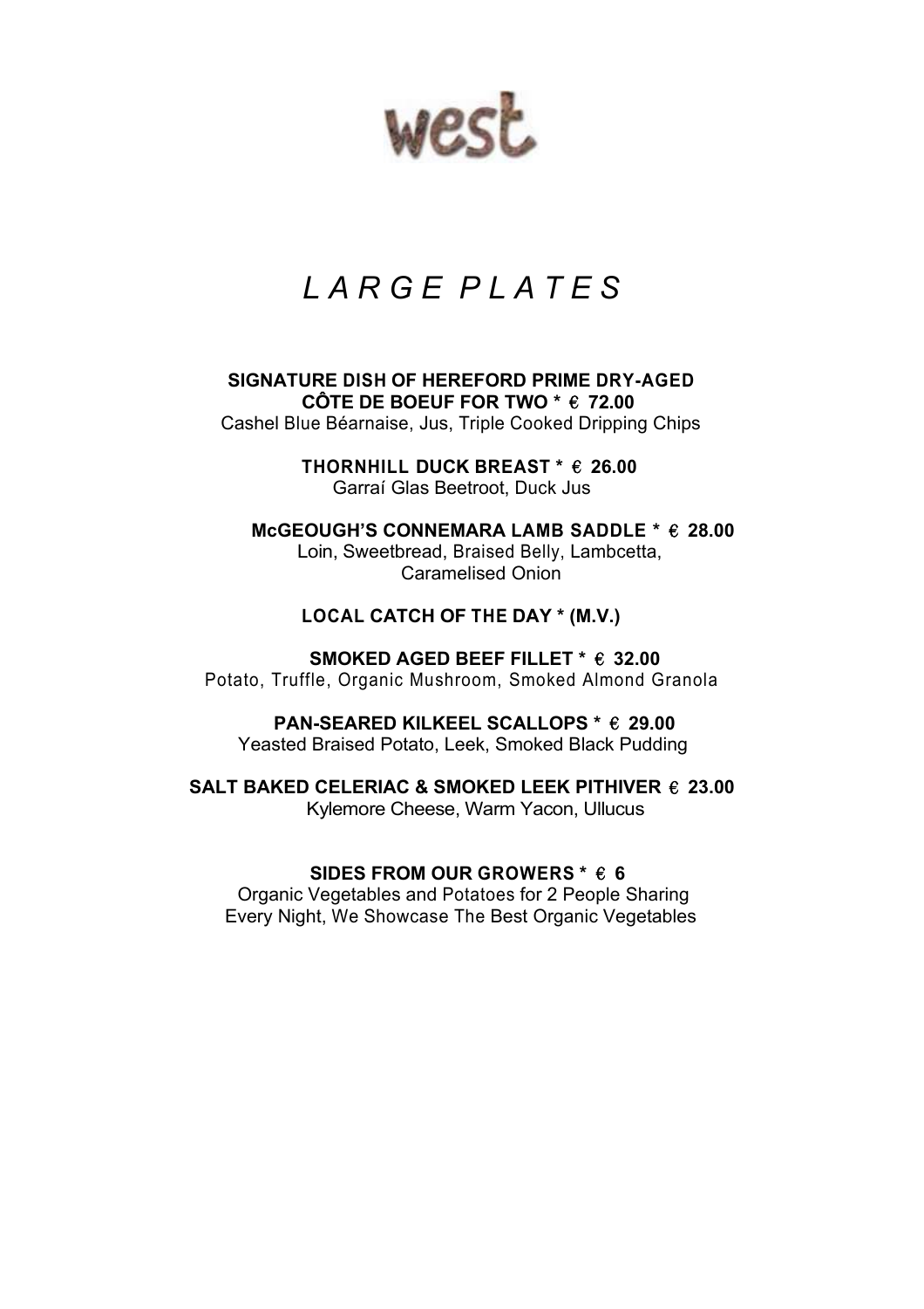# west

## *L A R G E P L A T E S*

**SIGNATURE DISH OF HEREFORD PRIME DRY-AGED CÔTE DE BOEUF FOR TWO * € 72.00**
Cashel Blue Béarnaise, Jus, Triple Cooked Dripping Chips

**THORNHILL DUCK BREAST * € 26.00**
Garraí Glas Beetroot, Duck Jus

**McGEOUGH'S CONNEMARA LAMB SADDLE * € 28.00**
Loin, Sweetbread, Braised Belly, Lambcetta, Caramelised Onion

**LOCAL CATCH OF THE DAY * (M.V.)**

**SMOKED AGED BEEF FILLET * € 32.00**
Potato, Truffle, Organic Mushroom, Smoked Almond Granola

**PAN-SEARED KILKEEL SCALLOPS * € 29.00**
Yeasted Braised Potato, Leek, Smoked Black Pudding

**SALT BAKED CELERIAC & SMOKED LEEK PITHIVER € 23.00**
Kylemore Cheese, Warm Yacon, Ullucus

**SIDES FROM OUR GROWERS * € 6**
Organic Vegetables and Potatoes for 2 People Sharing
Every Night, We Showcase The Best Organic Vegetables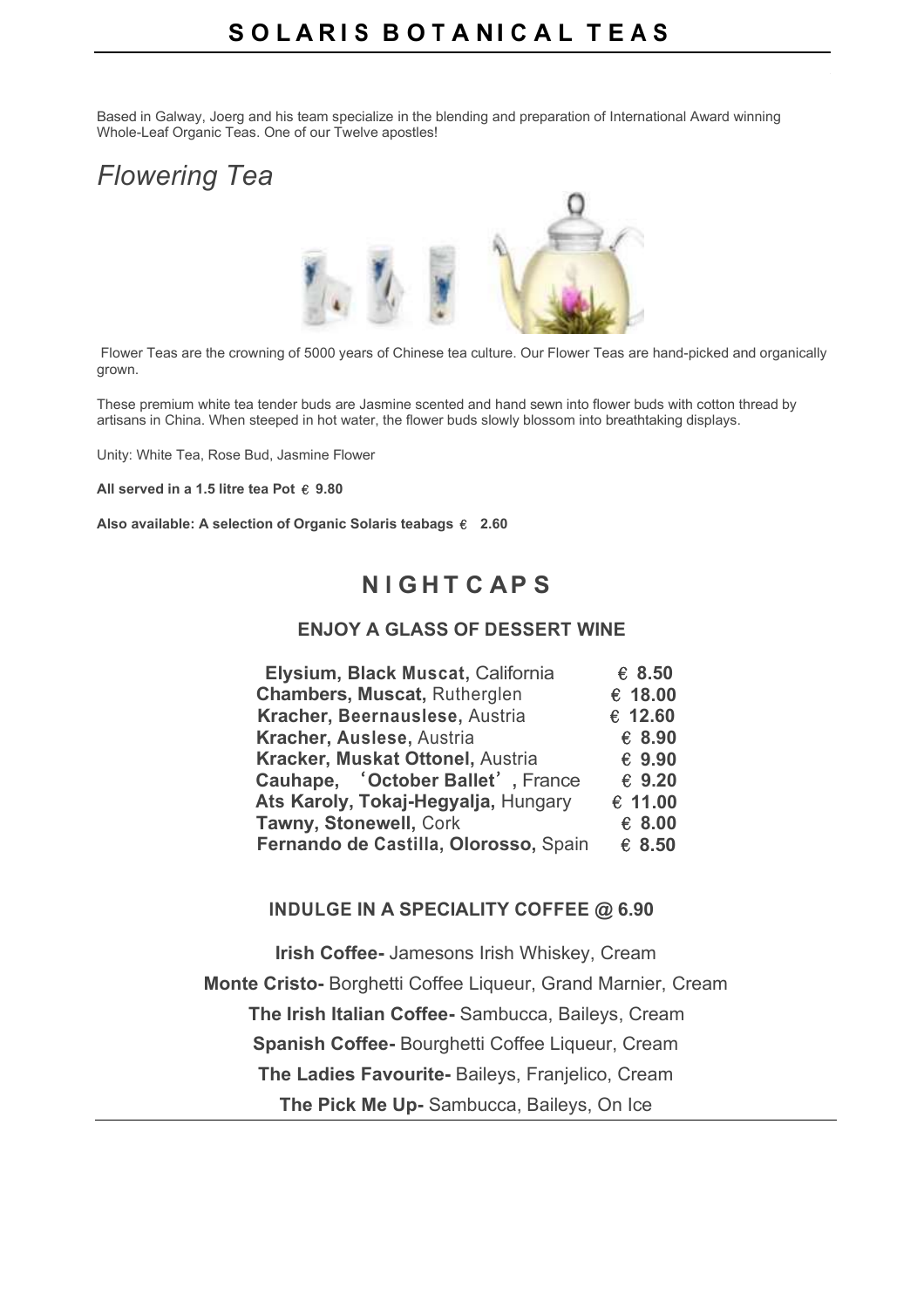# SOLARIS BOTANICAL TEAS

Based in Galway, Joerg and his team specialize in the blending and preparation of International Award winning Whole-Leaf Organic Teas. One of our Twelve apostles!

## *Flowering Tea*

Flower Teas are the crowning of 5000 years of Chinese tea culture. Our Flower Teas are hand-picked and organically grown.

These premium white tea tender buds are Jasmine scented and hand sewn into flower buds with cotton thread by artisans in China. When steeped in hot water, the flower buds slowly blossom into breathtaking displays.

Unity: White Tea, Rose Bud, Jasmine Flower

**All served in a 1.5 litre tea Pot € 9.80**

**Also available: A selection of Organic Solaris teabags € 2.60**

# NIGHTCAPS

### ENJOY A GLASS OF DESSERT WINE

| Wine | Price |
| --- | --- |
| **Elysium, Black Muscat,** California | € 8.50 |
| **Chambers, Muscat,** Rutherglen | € 18.00 |
| **Kracher, Beernauslese,** Austria | € 12.60 |
| **Kracher, Auslese,** Austria | € 8.90 |
| **Kracker, Muskat Ottonel,** Austria | € 9.90 |
| **Cauhape, 'October Ballet',** France | € 9.20 |
| **Ats Karoly, Tokaj-Hegyalja,** Hungary | € 11.00 |
| **Tawny, Stonewell,** Cork | € 8.00 |
| **Fernando de Castilla, Olorosso,** Spain | € 8.50 |

### INDULGE IN A SPECIALITY COFFEE @ 6.90

**Irish Coffee-** Jamesons Irish Whiskey, Cream

**Monte Cristo-** Borghetti Coffee Liqueur, Grand Marnier, Cream

**The Irish Italian Coffee-** Sambucca, Baileys, Cream

**Spanish Coffee-** Bourghetti Coffee Liqueur, Cream

**The Ladies Favourite-** Baileys, Franjelico, Cream

**The Pick Me Up-** Sambucca, Baileys, On Ice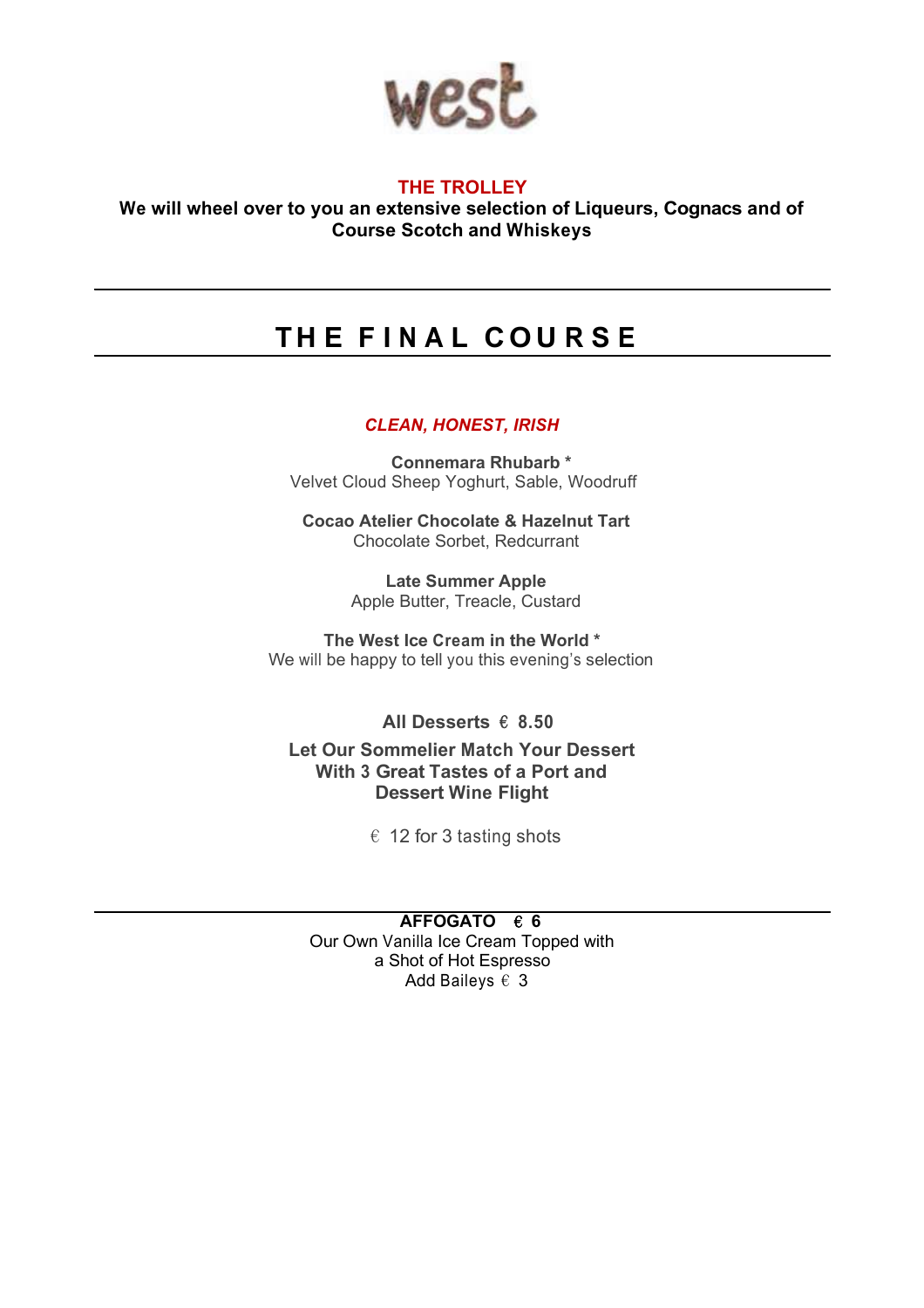west

**THE TROLLEY**

**We will wheel over to you an extensive selection of Liqueurs, Cognacs and of Course Scotch and Whiskeys**

---

# THE FINAL COURSE

---

***CLEAN, HONEST, IRISH***

**Connemara Rhubarb ***
Velvet Cloud Sheep Yoghurt, Sable, Woodruff

**Cocao Atelier Chocolate & Hazelnut Tart**
Chocolate Sorbet, Redcurrant

**Late Summer Apple**
Apple Butter, Treacle, Custard

**The West Ice Cream in the World ***
We will be happy to tell you this evening's selection

**All Desserts € 8.50**

**Let Our Sommelier Match Your Dessert With 3 Great Tastes of a Port and Dessert Wine Flight**

€ 12 for 3 tasting shots

---

**AFFOGATO € 6**
Our Own Vanilla Ice Cream Topped with a Shot of Hot Espresso
Add Baileys € 3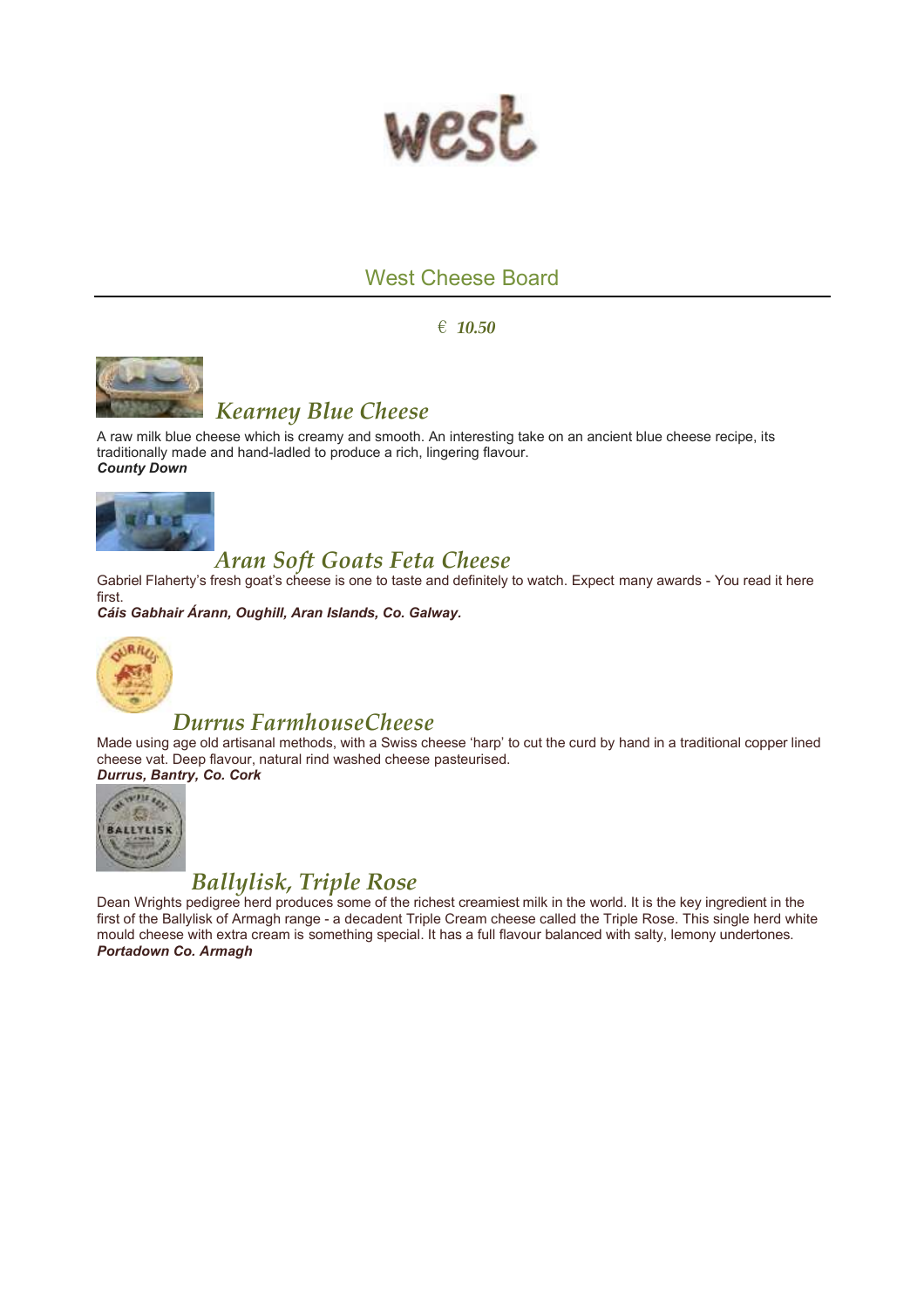# West Cheese Board

*€ **10.50***

## *Kearney Blue Cheese*

A raw milk blue cheese which is creamy and smooth. An interesting take on an ancient blue cheese recipe, its traditionally made and hand-ladled to produce a rich, lingering flavour.
***County Down***

## *Aran Soft Goats Feta Cheese*

Gabriel Flaherty's fresh goat's cheese is one to taste and definitely to watch. Expect many awards - You read it here first.
***Cáis Gabhair Árann, Oughill, Aran Islands, Co. Galway.***

## *Durrus FarmhouseCheese*

Made using age old artisanal methods, with a Swiss cheese 'harp' to cut the curd by hand in a traditional copper lined cheese vat. Deep flavour, natural rind washed cheese pasteurised.
***Durrus, Bantry, Co. Cork***

## *Ballylisk, Triple Rose*

Dean Wrights pedigree herd produces some of the richest creamiest milk in the world. It is the key ingredient in the first of the Ballylisk of Armagh range - a decadent Triple Cream cheese called the Triple Rose. This single herd white mould cheese with extra cream is something special. It has a full flavour balanced with salty, lemony undertones.
***Portadown Co. Armagh***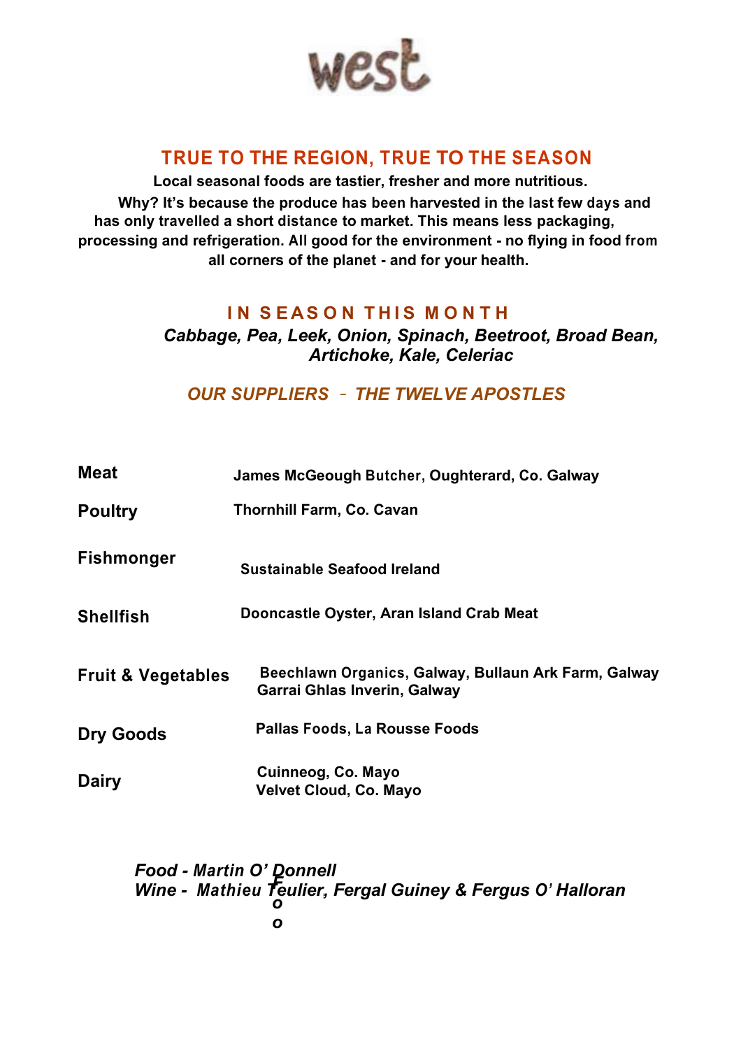# west

## TRUE TO THE REGION, TRUE TO THE SEASON

**Local seasonal foods are tastier, fresher and more nutritious.**

**Why? It's because the produce has been harvested in the last few days and has only travelled a short distance to market. This means less packaging, processing and refrigeration. All good for the environment - no flying in food from all corners of the planet - and for your health.**

### IN SEASON THIS MONTH

***Cabbage, Pea, Leek, Onion, Spinach, Beetroot, Broad Bean, Artichoke, Kale, Celeriac***

### *OUR SUPPLIERS - THE TWELVE APOSTLES*

| | |
|---|---|
| **Meat** | **James McGeough Butcher, Oughterard, Co. Galway** |
| **Poultry** | **Thornhill Farm, Co. Cavan** |
| **Fishmonger** | **Sustainable Seafood Ireland** |
| **Shellfish** | **Dooncastle Oyster, Aran Island Crab Meat** |
| **Fruit & Vegetables** | **Beechlawn Organics, Galway, Bullaun Ark Farm, Galway Garrai Ghlas Inverin, Galway** |
| **Dry Goods** | **Pallas Foods, La Rousse Foods** |
| **Dairy** | **Cuinneog, Co. Mayo Velvet Cloud, Co. Mayo** |

***Food - Martin O' Donnell***
***Wine - Mathieu Teulier, Fergal Guiney & Fergus O' Halloran***